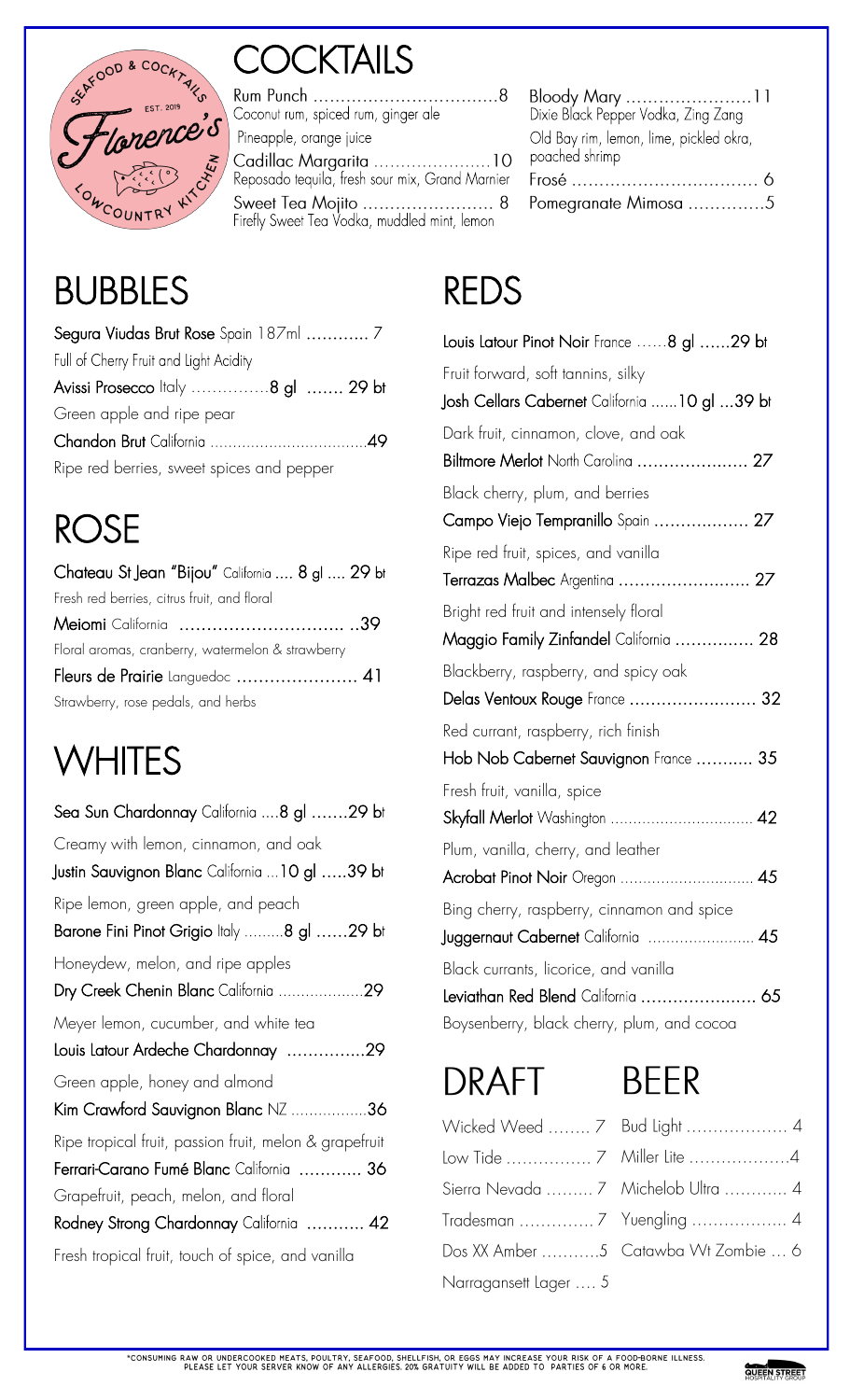SEAFOOD & COCKTAILS
EST. 2019
Florence's
LOWCOUNTRY KITCHEN

# COCKTAILS

Rum Punch ................................8
Coconut rum, spiced rum, ginger ale
Pineapple, orange juice

Cadillac Margarita ....................10
Reposado tequila, fresh sour mix, Grand Marnier

Sweet Tea Mojito ....................... 8
Firefly Sweet Tea Vodka, muddled mint, lemon

Bloody Mary ......................11
Dixie Black Pepper Vodka, Zing Zang
Old Bay rim, lemon, lime, pickled okra, poached shrimp

Frosé ................................ 6

Pomegranate Mimosa .............5

# BUBBLES

**Segura Viudas Brut Rose** Spain 187ml ............ 7
Full of Cherry Fruit and Light Acidity

**Avissi Prosecco** Italy ...............8 gl ....... 29 bt
Green apple and ripe pear

**Chandon Brut** California ..................................49
Ripe red berries, sweet spices and pepper

# ROSE

**Chateau St Jean "Bijou"** California .... 8 gl .... 29 bt
Fresh red berries, citrus fruit, and floral

**Meiomi** California .............................. ..39
Floral aromas, cranberry, watermelon & strawberry

**Fleurs de Prairie** Languedoc ...................... 41
Strawberry, rose pedals, and herbs

# WHITES

**Sea Sun Chardonnay** California ....8 gl .......29 bt
Creamy with lemon, cinnamon, and oak

**Justin Sauvignon Blanc** California ...10 gl .....39 bt
Ripe lemon, green apple, and peach

**Barone Fini Pinot Grigio** Italy .........8 gl ......29 bt
Honeydew, melon, and ripe apples

**Dry Creek Chenin Blanc** California ...................29
Meyer lemon, cucumber, and white tea

**Louis Latour Ardeche Chardonnay** ...............29
Green apple, honey and almond

**Kim Crawford Sauvignon Blanc** NZ .................36
Ripe tropical fruit, passion fruit, melon & grapefruit

**Ferrari-Carano Fumé Blanc** California ............ 36
Grapefruit, peach, melon, and floral

**Rodney Strong Chardonnay** California ........... 42
Fresh tropical fruit, touch of spice, and vanilla

# REDS

**Louis Latour Pinot Noir** France ......8 gl ......29 bt
Fruit forward, soft tannins, silky

**Josh Cellars Cabernet** California ......10 gl ...39 bt
Dark fruit, cinnamon, clove, and oak

**Biltmore Merlot** North Carolina ..................... 27
Black cherry, plum, and berries

**Campo Viejo Tempranillo** Spain .................. 27
Ripe red fruit, spices, and vanilla

**Terrazas Malbec** Argentina ......................... 27
Bright red fruit and intensely floral

**Maggio Family Zinfandel** California ............... 28
Blackberry, raspberry, and spicy oak

**Delas Ventoux Rouge** France ........................ 32
Red currant, raspberry, rich finish

**Hob Nob Cabernet Sauvignon** France ........... 35
Fresh fruit, vanilla, spice

**Skyfall Merlot** Washington ................................ 42
Plum, vanilla, cherry, and leather

**Acrobat Pinot Noir** Oregon .............................. 45
Bing cherry, raspberry, cinnamon and spice

**Juggernaut Cabernet** California ........................ 45
Black currants, licorice, and vanilla

**Leviathan Red Blend** California ...................... 65
Boysenberry, black cherry, plum, and cocoa

# DRAFT

Wicked Weed ........ 7
Low Tide ................ 7
Sierra Nevada ......... 7
Tradesman .............. 7
Dos XX Amber ...........5
Narragansett Lager .... 5

# BEER

Bud Light ................... 4
Miller Lite ...................4
Michelob Ultra ............ 4
Yuengling .................. 4
Catawba Wt Zombie ... 6

*CONSUMING RAW OR UNDERCOOKED MEATS, POULTRY, SEAFOOD, SHELLFISH, OR EGGS MAY INCREASE YOUR RISK OF A FOOD-BORNE ILLNESS. PLEASE LET YOUR SERVER KNOW OF ANY ALLERGIES. 20% GRATUITY WILL BE ADDED TO PARTIES OF 6 OR MORE.

QUEEN STREET HOSPITALITY GROUP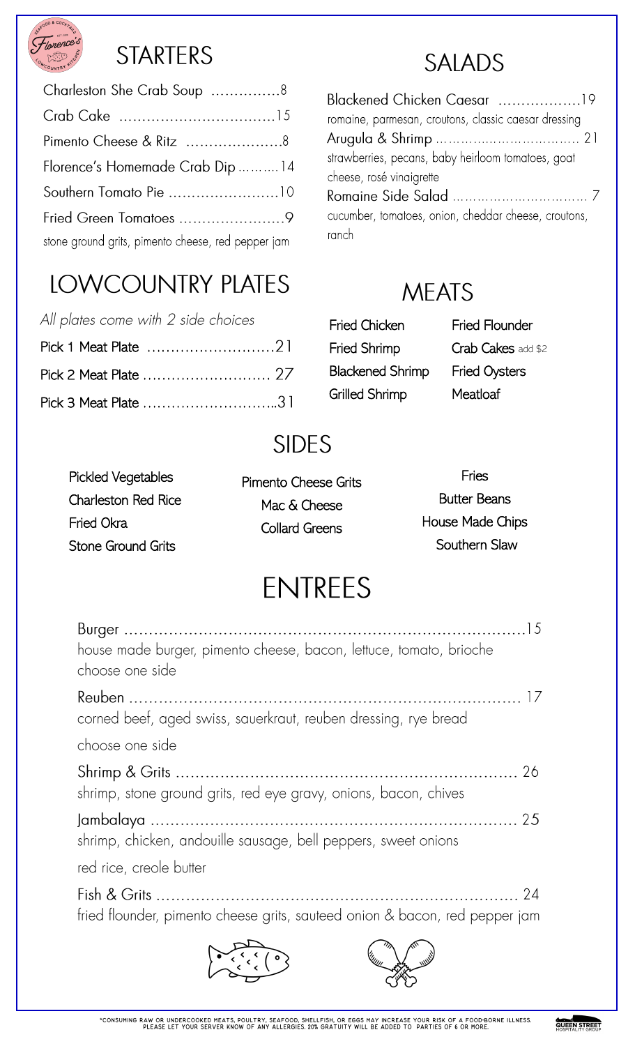# STARTERS

Charleston She Crab Soup ……………8

Crab Cake ……………………………15

Pimento Cheese & Ritz …………………8

Florence's Homemade Crab Dip ……… 14

Southern Tomato Pie ……………………10

Fried Green Tomatoes ……………………9

stone ground grits, pimento cheese, red pepper jam

# SALADS

Blackened Chicken Caesar ………………19

romaine, parmesan, croutons, classic caesar dressing

Arugula & Shrimp …………………………… 21

strawberries, pecans, baby heirloom tomatoes, goat cheese, rosé vinaigrette

Romaine Side Salad …………………………… 7

cucumber, tomatoes, onion, cheddar cheese, croutons, ranch

# LOWCOUNTRY PLATES

*All plates come with 2 side choices*

Pick 1 Meat Plate ………………………21

Pick 2 Meat Plate ……………………… 27

Pick 3 Meat Plate ………………………..31

# MEATS

- Fried Chicken
- Fried Shrimp
- Blackened Shrimp
- Grilled Shrimp
- Fried Flounder
- Crab Cakes add $2
- Fried Oysters
- Meatloaf

# SIDES

- Pickled Vegetables
- Charleston Red Rice
- Fried Okra
- Stone Ground Grits
- Pimento Cheese Grits
- Mac & Cheese
- Collard Greens
- Fries
- Butter Beans
- House Made Chips
- Southern Slaw

# ENTREES

Burger ……………………………………………………………………15

house made burger, pimento cheese, bacon, lettuce, tomato, brioche

choose one side

Reuben …………………………………………………………………… 17

corned beef, aged swiss, sauerkraut, reuben dressing, rye bread

choose one side

Shrimp & Grits ………………………………………………………… 26

shrimp, stone ground grits, red eye gravy, onions, bacon, chives

Jambalaya ……………………………………………………………… 25

shrimp, chicken, andouille sausage, bell peppers, sweet onions

red rice, creole butter

Fish & Grits …………………………………………………………… 24

fried flounder, pimento cheese grits, sauteed onion & bacon, red pepper jam

*CONSUMING RAW OR UNDERCOOKED MEATS, POULTRY, SEAFOOD, SHELLFISH, OR EGGS MAY INCREASE YOUR RISK OF A FOOD-BORNE ILLNESS. PLEASE LET YOUR SERVER KNOW OF ANY ALLERGIES. 20% GRATUITY WILL BE ADDED TO PARTIES OF 6 OR MORE.